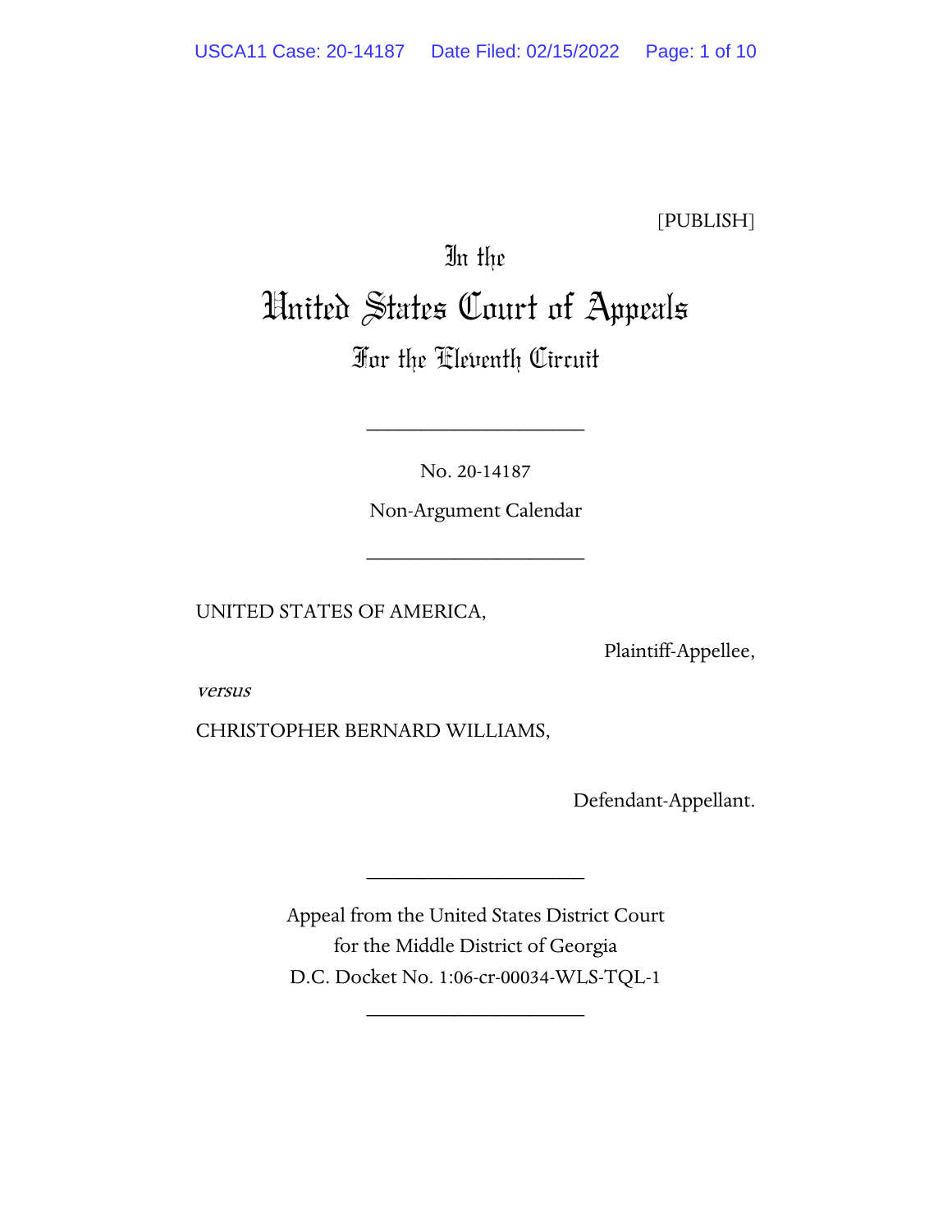[PUBLISH]

# In the United States Court of Appeals For the Eleventh Circuit

____________________

No. 20-14187

Non-Argument Calendar

____________________

UNITED STATES OF AMERICA,

Plaintiff-Appellee,

*versus*

CHRISTOPHER BERNARD WILLIAMS,

Defendant-Appellant.

____________________

Appeal from the United States District Court for the Middle District of Georgia

D.C. Docket No. 1:06-cr-00034-WLS-TQL-1

____________________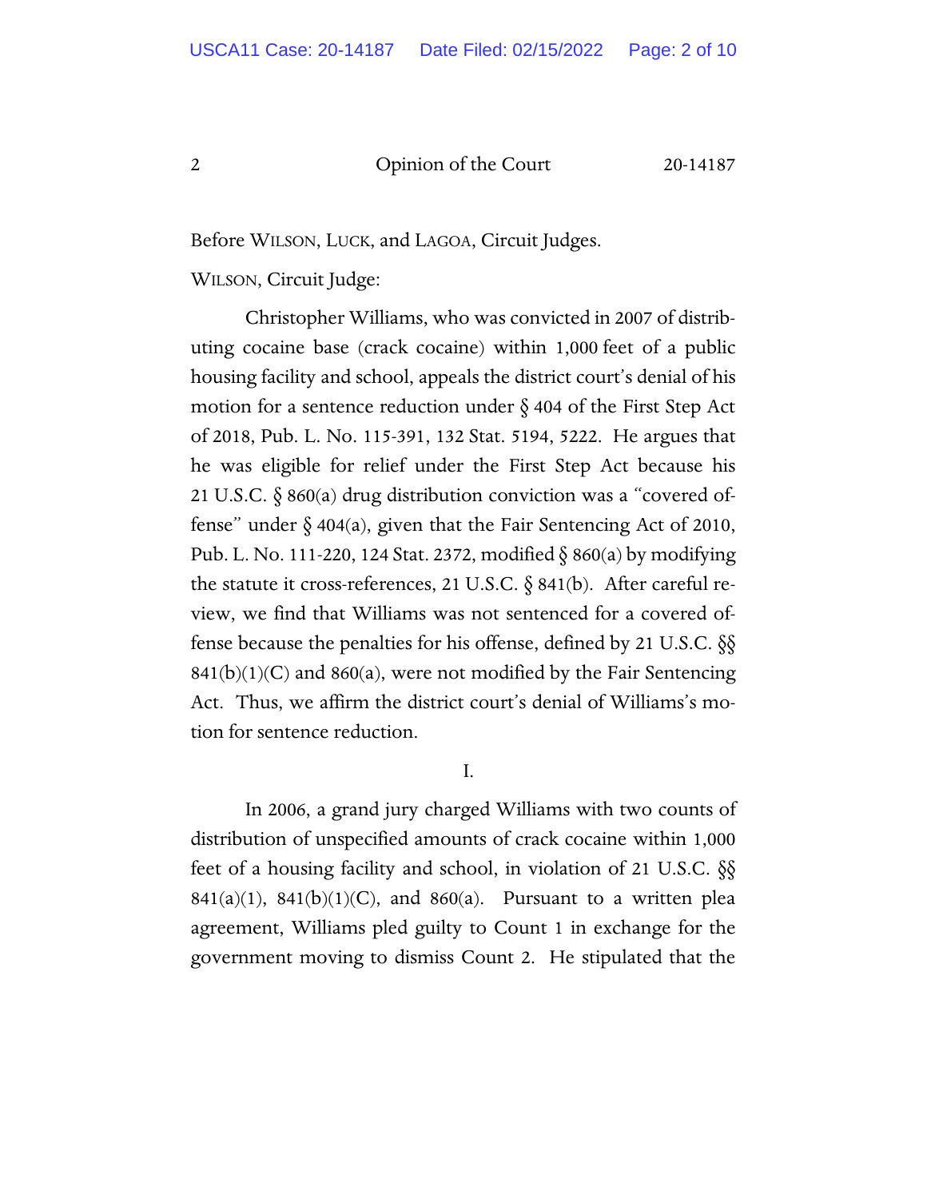Before WILSON, LUCK, and LAGOA, Circuit Judges.

WILSON, Circuit Judge:

Christopher Williams, who was convicted in 2007 of distributing cocaine base (crack cocaine) within 1,000 feet of a public housing facility and school, appeals the district court's denial of his motion for a sentence reduction under § 404 of the First Step Act of 2018, Pub. L. No. 115-391, 132 Stat. 5194, 5222. He argues that he was eligible for relief under the First Step Act because his 21 U.S.C. § 860(a) drug distribution conviction was a "covered offense" under § 404(a), given that the Fair Sentencing Act of 2010, Pub. L. No. 111-220, 124 Stat. 2372, modified § 860(a) by modifying the statute it cross-references, 21 U.S.C. § 841(b). After careful review, we find that Williams was not sentenced for a covered offense because the penalties for his offense, defined by 21 U.S.C. §§ 841(b)(1)(C) and 860(a), were not modified by the Fair Sentencing Act. Thus, we affirm the district court's denial of Williams's motion for sentence reduction.

I.

In 2006, a grand jury charged Williams with two counts of distribution of unspecified amounts of crack cocaine within 1,000 feet of a housing facility and school, in violation of 21 U.S.C. §§ 841(a)(1), 841(b)(1)(C), and 860(a). Pursuant to a written plea agreement, Williams pled guilty to Count 1 in exchange for the government moving to dismiss Count 2. He stipulated that the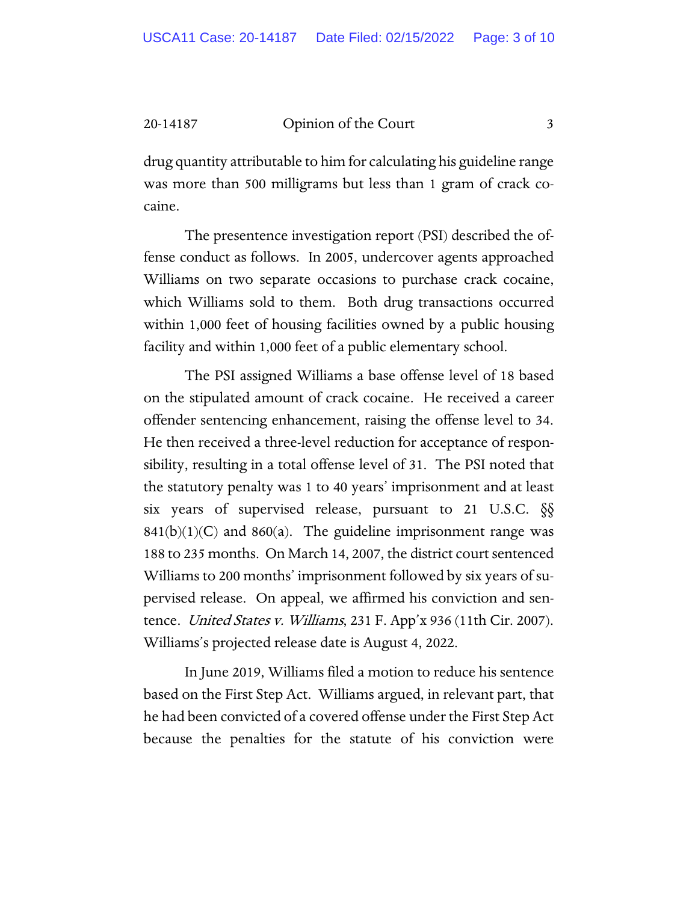drug quantity attributable to him for calculating his guideline range was more than 500 milligrams but less than 1 gram of crack cocaine.

The presentence investigation report (PSI) described the offense conduct as follows. In 2005, undercover agents approached Williams on two separate occasions to purchase crack cocaine, which Williams sold to them. Both drug transactions occurred within 1,000 feet of housing facilities owned by a public housing facility and within 1,000 feet of a public elementary school.

The PSI assigned Williams a base offense level of 18 based on the stipulated amount of crack cocaine. He received a career offender sentencing enhancement, raising the offense level to 34. He then received a three-level reduction for acceptance of responsibility, resulting in a total offense level of 31. The PSI noted that the statutory penalty was 1 to 40 years' imprisonment and at least six years of supervised release, pursuant to 21 U.S.C. §§ 841(b)(1)(C) and 860(a). The guideline imprisonment range was 188 to 235 months. On March 14, 2007, the district court sentenced Williams to 200 months' imprisonment followed by six years of supervised release. On appeal, we affirmed his conviction and sentence. *United States v. Williams*, 231 F. App'x 936 (11th Cir. 2007). Williams's projected release date is August 4, 2022.

In June 2019, Williams filed a motion to reduce his sentence based on the First Step Act. Williams argued, in relevant part, that he had been convicted of a covered offense under the First Step Act because the penalties for the statute of his conviction were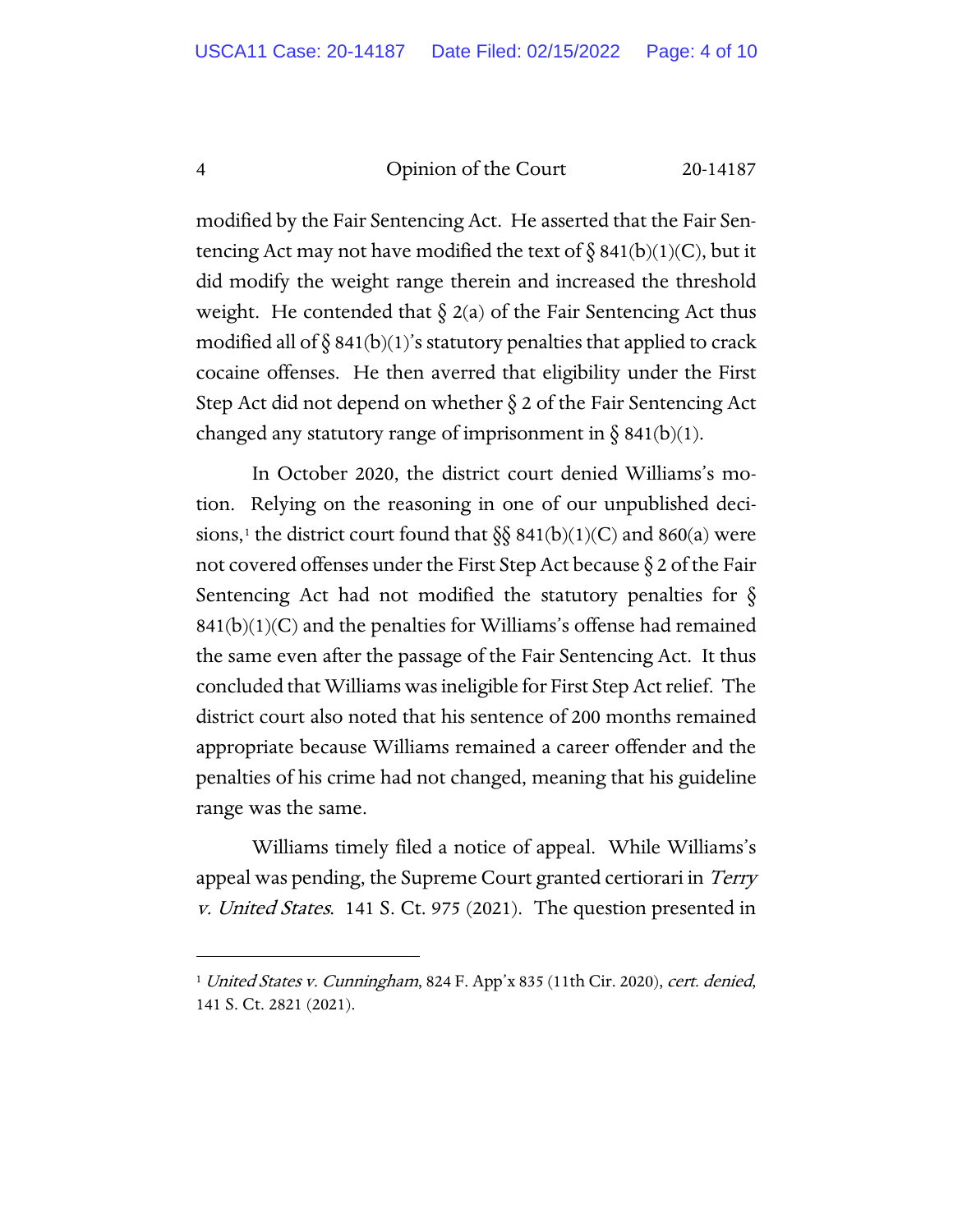modified by the Fair Sentencing Act. He asserted that the Fair Sentencing Act may not have modified the text of § 841(b)(1)(C), but it did modify the weight range therein and increased the threshold weight. He contended that § 2(a) of the Fair Sentencing Act thus modified all of § 841(b)(1)'s statutory penalties that applied to crack cocaine offenses. He then averred that eligibility under the First Step Act did not depend on whether § 2 of the Fair Sentencing Act changed any statutory range of imprisonment in § 841(b)(1).

In October 2020, the district court denied Williams's motion. Relying on the reasoning in one of our unpublished decisions,[1] the district court found that §§ 841(b)(1)(C) and 860(a) were not covered offenses under the First Step Act because § 2 of the Fair Sentencing Act had not modified the statutory penalties for § 841(b)(1)(C) and the penalties for Williams's offense had remained the same even after the passage of the Fair Sentencing Act. It thus concluded that Williams was ineligible for First Step Act relief. The district court also noted that his sentence of 200 months remained appropriate because Williams remained a career offender and the penalties of his crime had not changed, meaning that his guideline range was the same.

Williams timely filed a notice of appeal. While Williams's appeal was pending, the Supreme Court granted certiorari in *Terry v. United States*. 141 S. Ct. 975 (2021). The question presented in

---

[1] *United States v. Cunningham*, 824 F. App'x 835 (11th Cir. 2020), *cert. denied*, 141 S. Ct. 2821 (2021).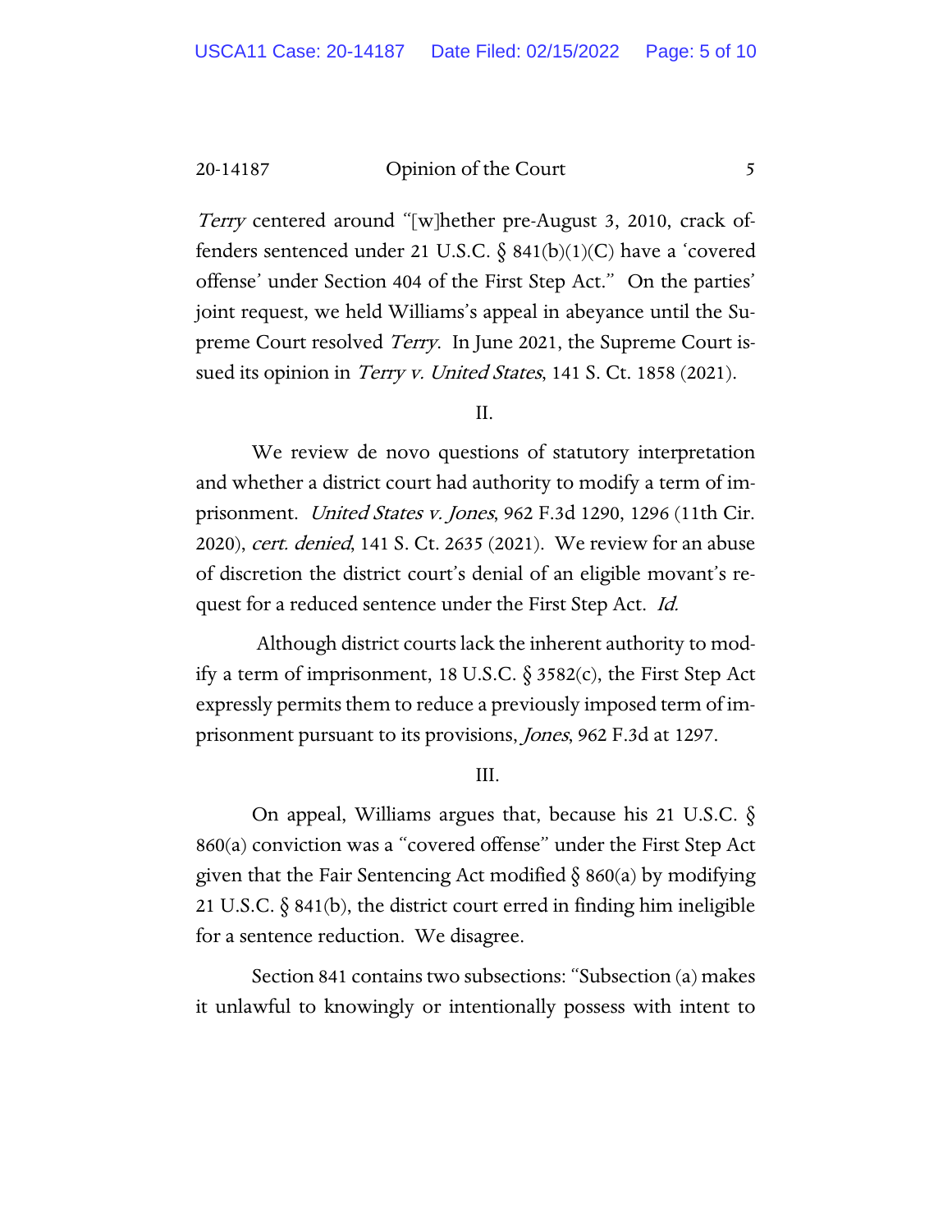*Terry* centered around "[w]hether pre-August 3, 2010, crack offenders sentenced under 21 U.S.C. § 841(b)(1)(C) have a 'covered offense' under Section 404 of the First Step Act." On the parties' joint request, we held Williams's appeal in abeyance until the Supreme Court resolved *Terry*. In June 2021, the Supreme Court issued its opinion in *Terry v. United States*, 141 S. Ct. 1858 (2021).

II.

We review de novo questions of statutory interpretation and whether a district court had authority to modify a term of imprisonment. *United States v. Jones*, 962 F.3d 1290, 1296 (11th Cir. 2020), *cert. denied*, 141 S. Ct. 2635 (2021). We review for an abuse of discretion the district court's denial of an eligible movant's request for a reduced sentence under the First Step Act. *Id.*

Although district courts lack the inherent authority to modify a term of imprisonment, 18 U.S.C. § 3582(c), the First Step Act expressly permits them to reduce a previously imposed term of imprisonment pursuant to its provisions, *Jones*, 962 F.3d at 1297.

III.

On appeal, Williams argues that, because his 21 U.S.C. § 860(a) conviction was a "covered offense" under the First Step Act given that the Fair Sentencing Act modified § 860(a) by modifying 21 U.S.C. § 841(b), the district court erred in finding him ineligible for a sentence reduction. We disagree.

Section 841 contains two subsections: "Subsection (a) makes it unlawful to knowingly or intentionally possess with intent to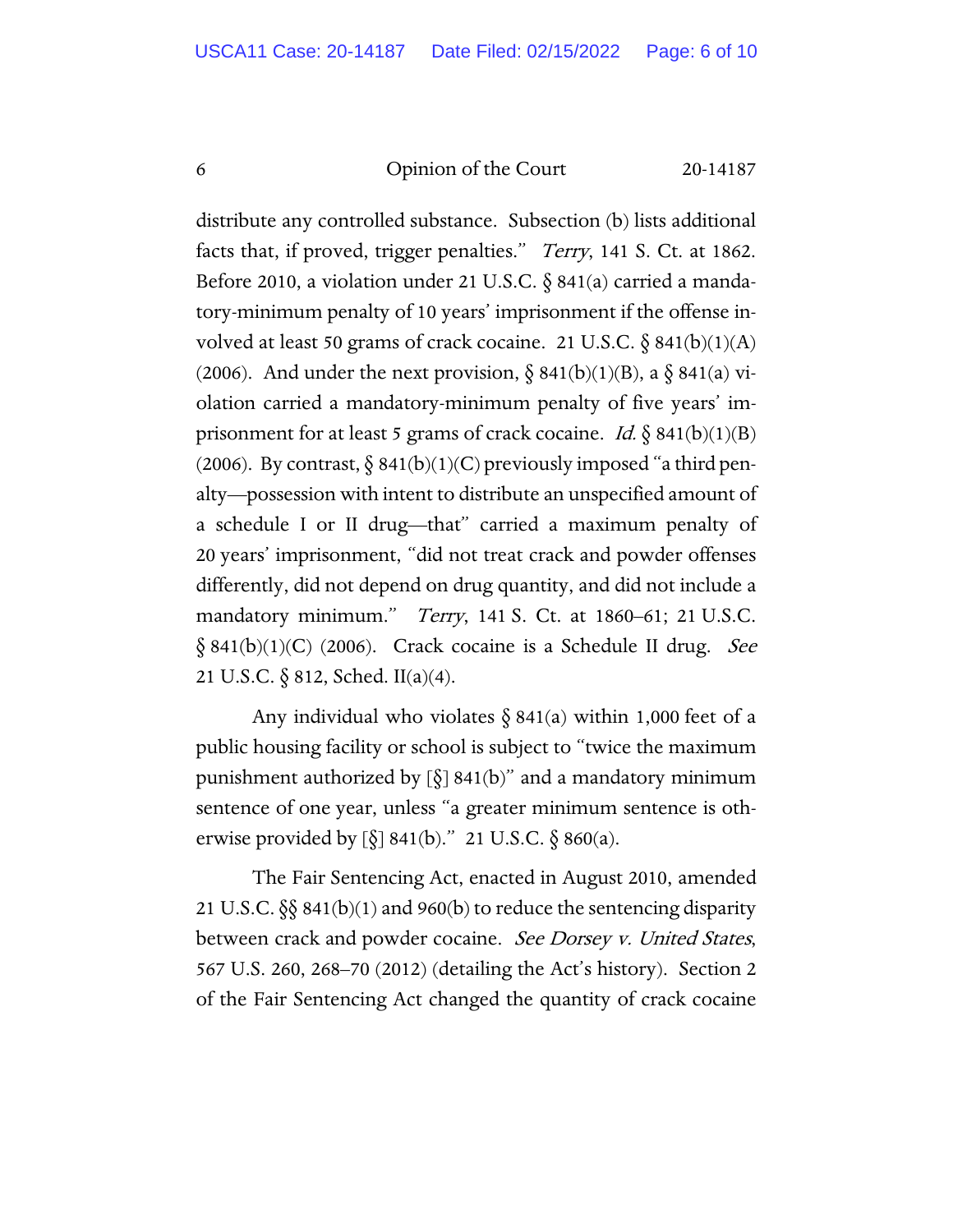distribute any controlled substance. Subsection (b) lists additional facts that, if proved, trigger penalties." *Terry*, 141 S. Ct. at 1862. Before 2010, a violation under 21 U.S.C. § 841(a) carried a mandatory-minimum penalty of 10 years' imprisonment if the offense involved at least 50 grams of crack cocaine. 21 U.S.C. § 841(b)(1)(A) (2006). And under the next provision, § 841(b)(1)(B), a § 841(a) violation carried a mandatory-minimum penalty of five years' imprisonment for at least 5 grams of crack cocaine. *Id.* § 841(b)(1)(B) (2006). By contrast, § 841(b)(1)(C) previously imposed "a third penalty—possession with intent to distribute an unspecified amount of a schedule I or II drug—that" carried a maximum penalty of 20 years' imprisonment, "did not treat crack and powder offenses differently, did not depend on drug quantity, and did not include a mandatory minimum." *Terry*, 141 S. Ct. at 1860–61; 21 U.S.C. § 841(b)(1)(C) (2006). Crack cocaine is a Schedule II drug. *See* 21 U.S.C. § 812, Sched. II(a)(4).

Any individual who violates § 841(a) within 1,000 feet of a public housing facility or school is subject to "twice the maximum punishment authorized by [§] 841(b)" and a mandatory minimum sentence of one year, unless "a greater minimum sentence is otherwise provided by [§] 841(b)." 21 U.S.C. § 860(a).

The Fair Sentencing Act, enacted in August 2010, amended 21 U.S.C. §§ 841(b)(1) and 960(b) to reduce the sentencing disparity between crack and powder cocaine. *See Dorsey v. United States*, 567 U.S. 260, 268–70 (2012) (detailing the Act's history). Section 2 of the Fair Sentencing Act changed the quantity of crack cocaine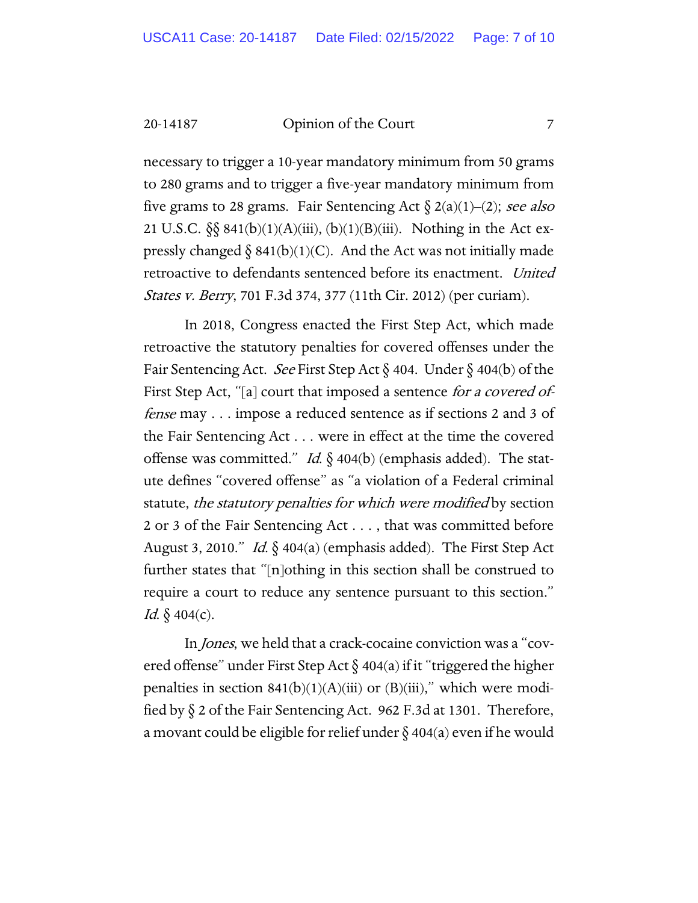necessary to trigger a 10-year mandatory minimum from 50 grams to 280 grams and to trigger a five-year mandatory minimum from five grams to 28 grams. Fair Sentencing Act § 2(a)(1)–(2); *see also* 21 U.S.C. §§ 841(b)(1)(A)(iii), (b)(1)(B)(iii). Nothing in the Act expressly changed § 841(b)(1)(C). And the Act was not initially made retroactive to defendants sentenced before its enactment. *United States v. Berry*, 701 F.3d 374, 377 (11th Cir. 2012) (per curiam).

In 2018, Congress enacted the First Step Act, which made retroactive the statutory penalties for covered offenses under the Fair Sentencing Act. *See* First Step Act § 404. Under § 404(b) of the First Step Act, "[a] court that imposed a sentence *for a covered offense* may . . . impose a reduced sentence as if sections 2 and 3 of the Fair Sentencing Act . . . were in effect at the time the covered offense was committed." *Id.* § 404(b) (emphasis added). The statute defines "covered offense" as "a violation of a Federal criminal statute, *the statutory penalties for which were modified* by section 2 or 3 of the Fair Sentencing Act . . . , that was committed before August 3, 2010." *Id.* § 404(a) (emphasis added). The First Step Act further states that "[n]othing in this section shall be construed to require a court to reduce any sentence pursuant to this section." *Id.* § 404(c).

In *Jones*, we held that a crack-cocaine conviction was a "covered offense" under First Step Act § 404(a) if it "triggered the higher penalties in section 841(b)(1)(A)(iii) or (B)(iii)," which were modified by § 2 of the Fair Sentencing Act. 962 F.3d at 1301. Therefore, a movant could be eligible for relief under § 404(a) even if he would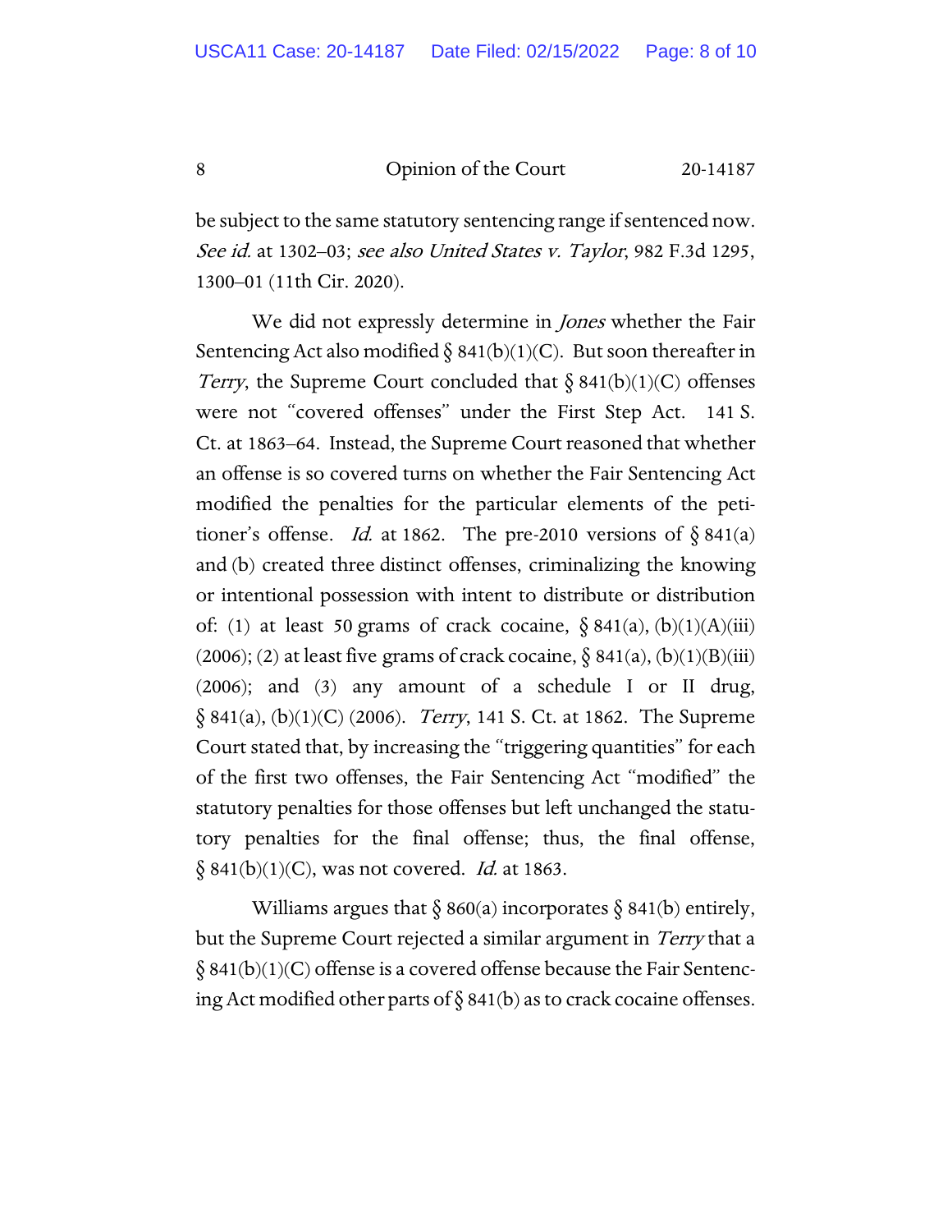be subject to the same statutory sentencing range if sentenced now. *See id.* at 1302–03; *see also United States v. Taylor*, 982 F.3d 1295, 1300–01 (11th Cir. 2020).

We did not expressly determine in *Jones* whether the Fair Sentencing Act also modified § 841(b)(1)(C). But soon thereafter in *Terry*, the Supreme Court concluded that § 841(b)(1)(C) offenses were not "covered offenses" under the First Step Act. 141 S. Ct. at 1863–64. Instead, the Supreme Court reasoned that whether an offense is so covered turns on whether the Fair Sentencing Act modified the penalties for the particular elements of the petitioner's offense. *Id.* at 1862. The pre-2010 versions of § 841(a) and (b) created three distinct offenses, criminalizing the knowing or intentional possession with intent to distribute or distribution of: (1) at least 50 grams of crack cocaine, § 841(a), (b)(1)(A)(iii) (2006); (2) at least five grams of crack cocaine, § 841(a), (b)(1)(B)(iii) (2006); and (3) any amount of a schedule I or II drug, § 841(a), (b)(1)(C) (2006). *Terry*, 141 S. Ct. at 1862. The Supreme Court stated that, by increasing the "triggering quantities" for each of the first two offenses, the Fair Sentencing Act "modified" the statutory penalties for those offenses but left unchanged the statutory penalties for the final offense; thus, the final offense, § 841(b)(1)(C), was not covered. *Id.* at 1863.

Williams argues that § 860(a) incorporates § 841(b) entirely, but the Supreme Court rejected a similar argument in *Terry* that a § 841(b)(1)(C) offense is a covered offense because the Fair Sentencing Act modified other parts of § 841(b) as to crack cocaine offenses.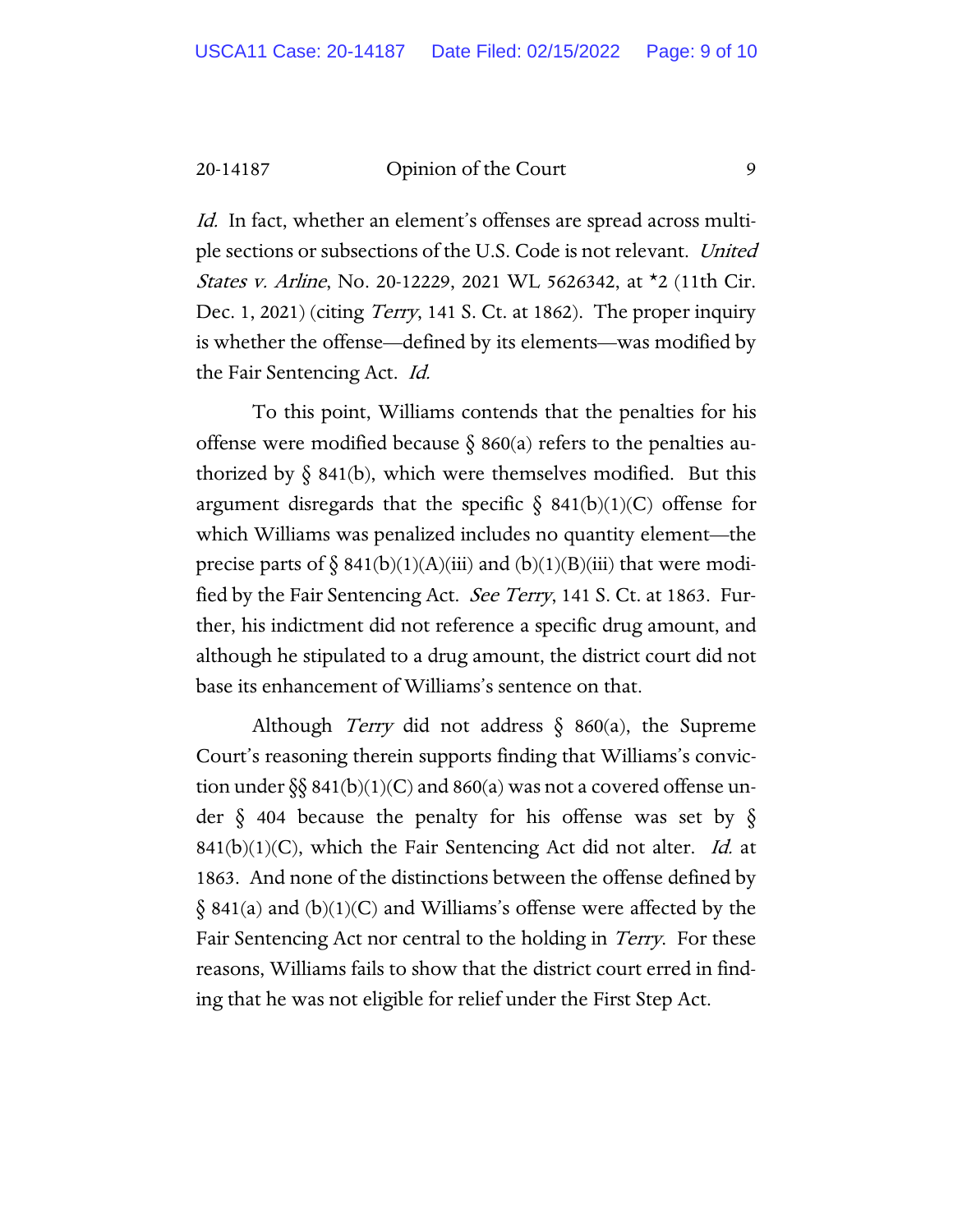*Id.* In fact, whether an element's offenses are spread across multiple sections or subsections of the U.S. Code is not relevant. *United States v. Arline*, No. 20-12229, 2021 WL 5626342, at *2 (11th Cir. Dec. 1, 2021) (citing *Terry*, 141 S. Ct. at 1862). The proper inquiry is whether the offense—defined by its elements—was modified by the Fair Sentencing Act. *Id.*

To this point, Williams contends that the penalties for his offense were modified because § 860(a) refers to the penalties authorized by § 841(b), which were themselves modified. But this argument disregards that the specific § 841(b)(1)(C) offense for which Williams was penalized includes no quantity element—the precise parts of § 841(b)(1)(A)(iii) and (b)(1)(B)(iii) that were modified by the Fair Sentencing Act. *See Terry*, 141 S. Ct. at 1863. Further, his indictment did not reference a specific drug amount, and although he stipulated to a drug amount, the district court did not base its enhancement of Williams's sentence on that.

Although *Terry* did not address § 860(a), the Supreme Court's reasoning therein supports finding that Williams's conviction under §§ 841(b)(1)(C) and 860(a) was not a covered offense under § 404 because the penalty for his offense was set by § 841(b)(1)(C), which the Fair Sentencing Act did not alter. *Id.* at 1863. And none of the distinctions between the offense defined by § 841(a) and (b)(1)(C) and Williams's offense were affected by the Fair Sentencing Act nor central to the holding in *Terry*. For these reasons, Williams fails to show that the district court erred in finding that he was not eligible for relief under the First Step Act.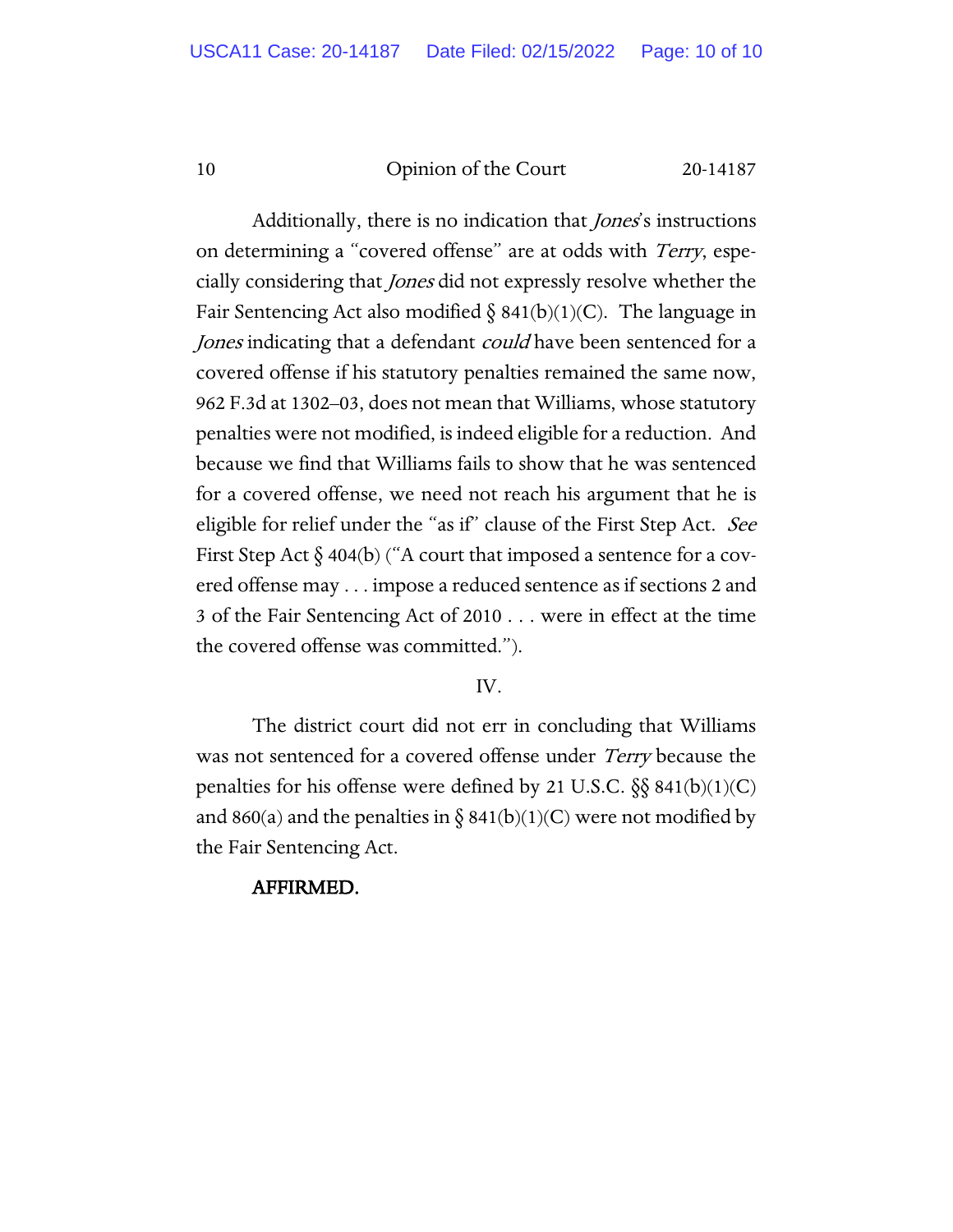Additionally, there is no indication that *Jones*'s instructions on determining a "covered offense" are at odds with *Terry*, especially considering that *Jones* did not expressly resolve whether the Fair Sentencing Act also modified § 841(b)(1)(C). The language in *Jones* indicating that a defendant *could* have been sentenced for a covered offense if his statutory penalties remained the same now, 962 F.3d at 1302–03, does not mean that Williams, whose statutory penalties were not modified, is indeed eligible for a reduction. And because we find that Williams fails to show that he was sentenced for a covered offense, we need not reach his argument that he is eligible for relief under the "as if" clause of the First Step Act. *See* First Step Act § 404(b) ("A court that imposed a sentence for a covered offense may . . . impose a reduced sentence as if sections 2 and 3 of the Fair Sentencing Act of 2010 . . . were in effect at the time the covered offense was committed.").

IV.

The district court did not err in concluding that Williams was not sentenced for a covered offense under *Terry* because the penalties for his offense were defined by 21 U.S.C. §§ 841(b)(1)(C) and 860(a) and the penalties in § 841(b)(1)(C) were not modified by the Fair Sentencing Act.

**AFFIRMED.**